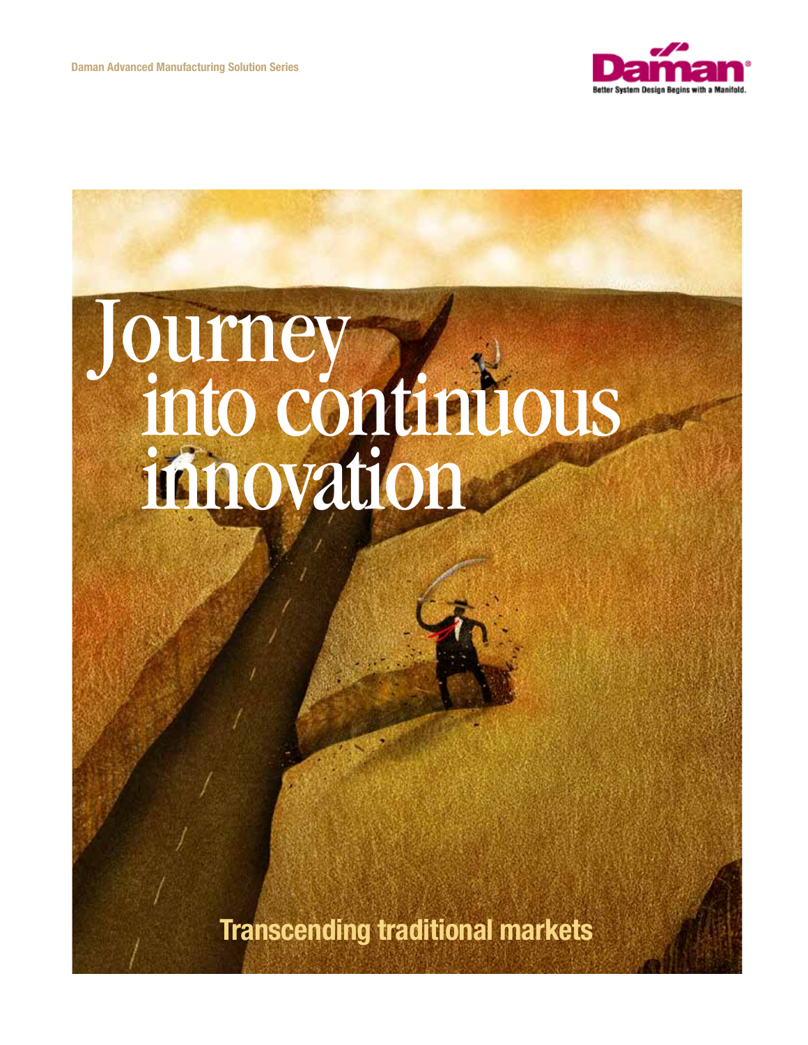Daman Advanced Manufacturing Solution Series

Daman

Better System Design Begins with a Manifold.

# Journey into continuous innovation

## Transcending traditional markets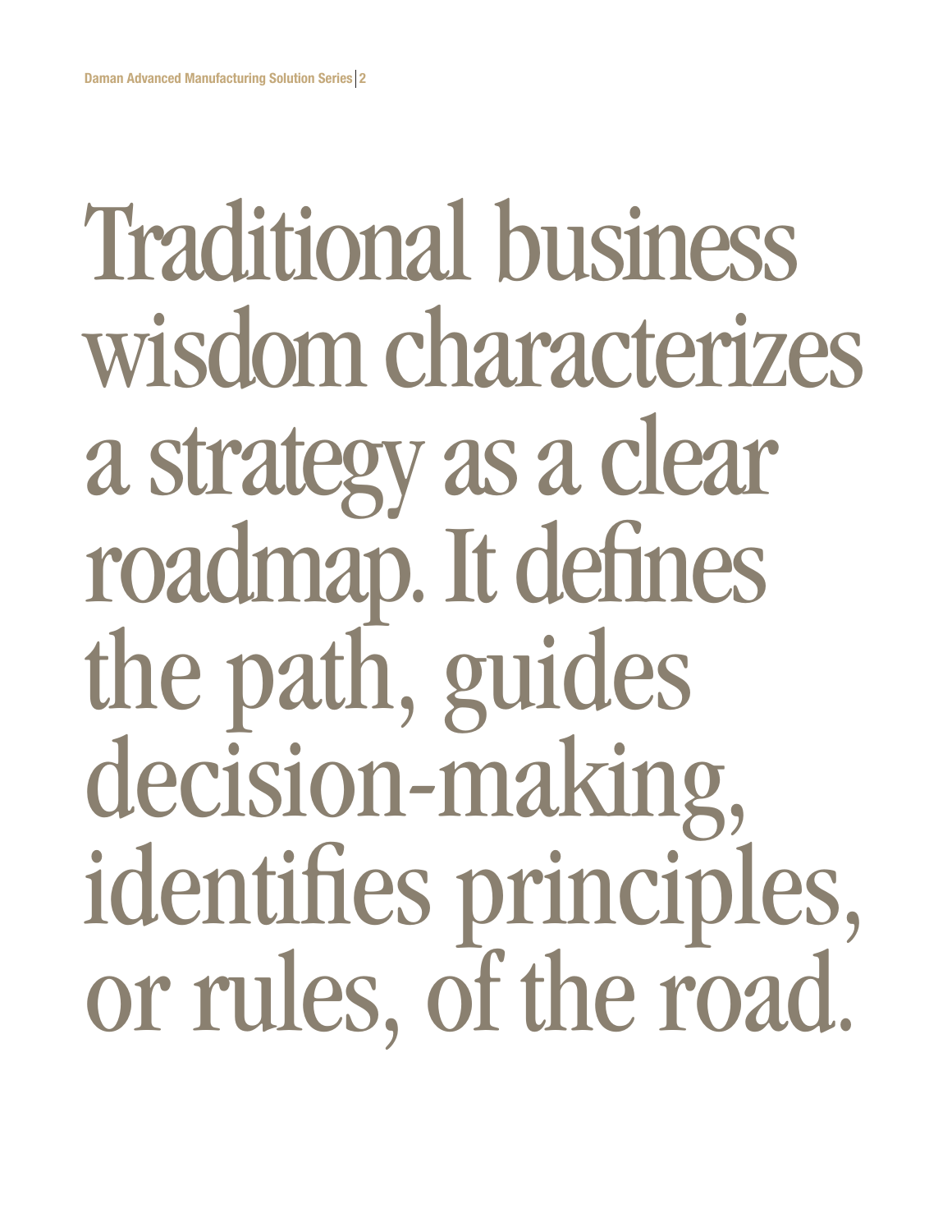# Traditional business wisdom characterizes a strategy as a clear roadmap. It defines the path, guides decision-making, identifies principles, or rules, of the road.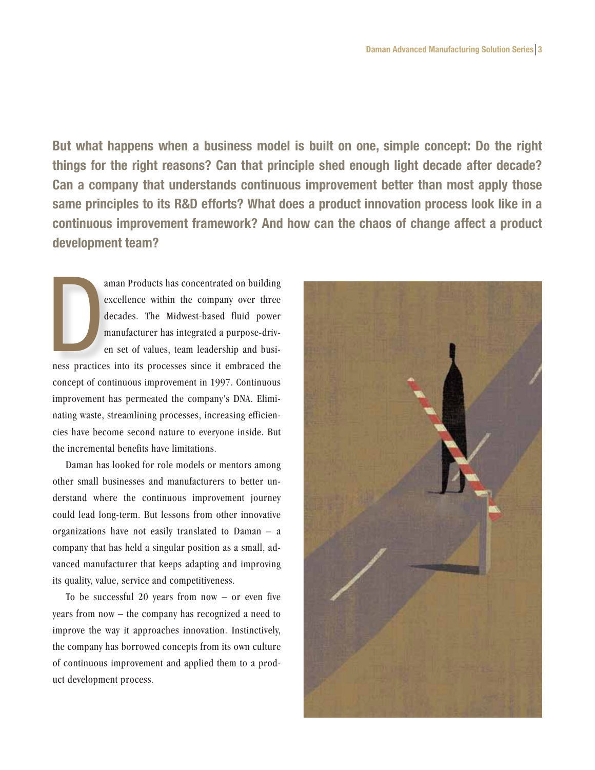**But what happens when a business model is built on one, simple concept: Do the right things for the right reasons? Can that principle shed enough light decade after decade? Can a company that understands continuous improvement better than most apply those same principles to its R&D efforts? What does a product innovation process look like in a continuous improvement framework? And how can the chaos of change affect a product development team?**

Daman Products has concentrated on building excellence within the company over three decades. The Midwest-based fluid power manufacturer has integrated a purpose-driven set of values, team leadership and business practices into its processes since it embraced the concept of continuous improvement in 1997. Continuous improvement has permeated the company's DNA. Eliminating waste, streamlining processes, increasing efficiencies have become second nature to everyone inside. But the incremental benefits have limitations.

Daman has looked for role models or mentors among other small businesses and manufacturers to better understand where the continuous improvement journey could lead long-term. But lessons from other innovative organizations have not easily translated to Daman – a company that has held a singular position as a small, advanced manufacturer that keeps adapting and improving its quality, value, service and competitiveness.

To be successful 20 years from now – or even five years from now – the company has recognized a need to improve the way it approaches innovation. Instinctively, the company has borrowed concepts from its own culture of continuous improvement and applied them to a product development process.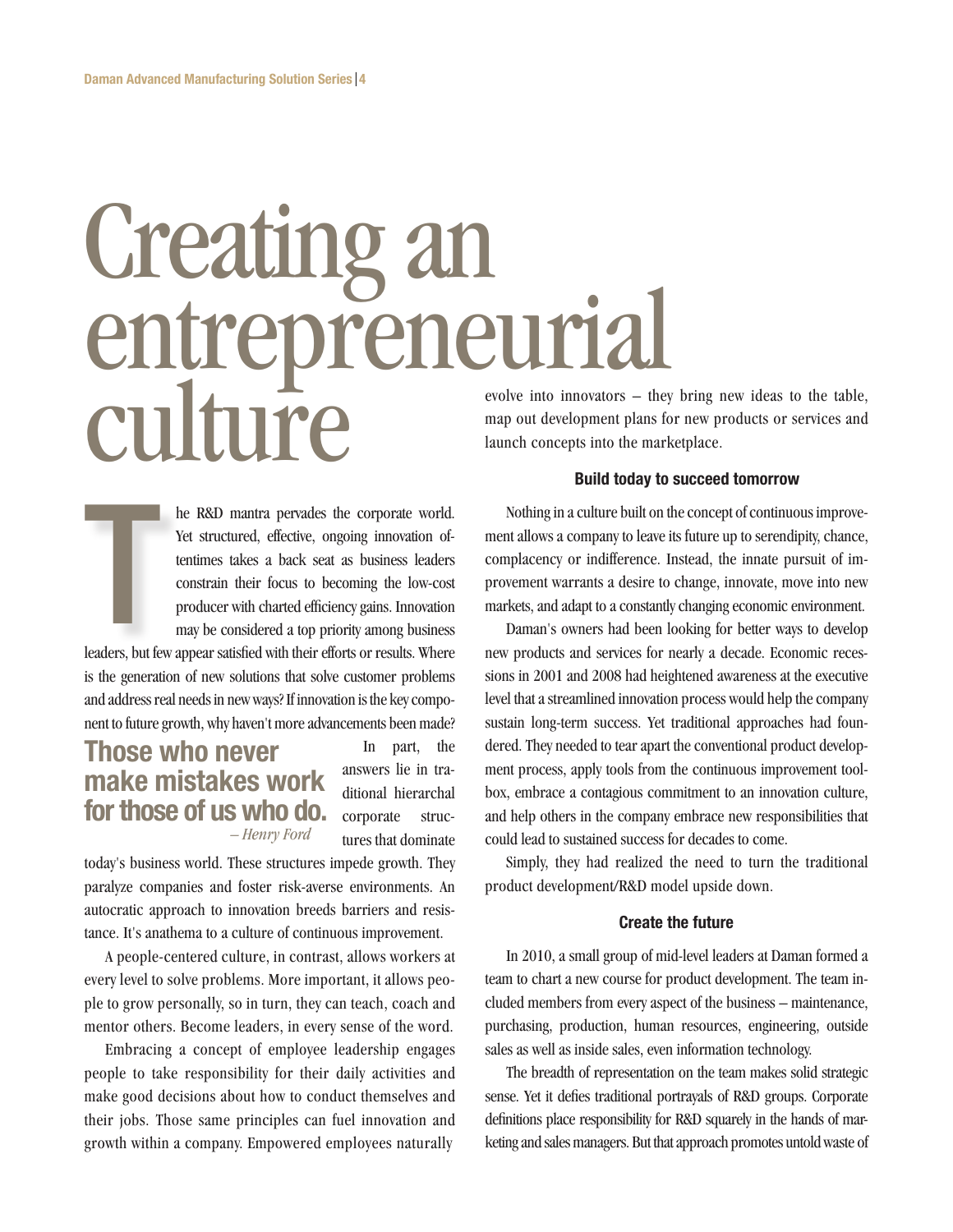# Creating an entrepreneurial culture

The R&D mantra pervades the corporate world. Yet structured, effective, ongoing innovation oftentimes takes a back seat as business leaders constrain their focus to becoming the low-cost producer with charted efficiency gains. Innovation may be considered a top priority among business leaders, but few appear satisfied with their efforts or results. Where is the generation of new solutions that solve customer problems and address real needs in new ways? If innovation is the key component to future growth, why haven't more advancements been made?

> **Those who never make mistakes work for those of us who do.**
> *– Henry Ford*

In part, the answers lie in traditional hierarchal corporate structures that dominate today's business world. These structures impede growth. They paralyze companies and foster risk-averse environments. An autocratic approach to innovation breeds barriers and resistance. It's anathema to a culture of continuous improvement.

A people-centered culture, in contrast, allows workers at every level to solve problems. More important, it allows people to grow personally, so in turn, they can teach, coach and mentor others. Become leaders, in every sense of the word.

Embracing a concept of employee leadership engages people to take responsibility for their daily activities and make good decisions about how to conduct themselves and their jobs. Those same principles can fuel innovation and growth within a company. Empowered employees naturally evolve into innovators – they bring new ideas to the table, map out development plans for new products or services and launch concepts into the marketplace.

#### Build today to succeed tomorrow

Nothing in a culture built on the concept of continuous improvement allows a company to leave its future up to serendipity, chance, complacency or indifference. Instead, the innate pursuit of improvement warrants a desire to change, innovate, move into new markets, and adapt to a constantly changing economic environment.

Daman's owners had been looking for better ways to develop new products and services for nearly a decade. Economic recessions in 2001 and 2008 had heightened awareness at the executive level that a streamlined innovation process would help the company sustain long-term success. Yet traditional approaches had foundered. They needed to tear apart the conventional product development process, apply tools from the continuous improvement toolbox, embrace a contagious commitment to an innovation culture, and help others in the company embrace new responsibilities that could lead to sustained success for decades to come.

Simply, they had realized the need to turn the traditional product development/R&D model upside down.

#### Create the future

In 2010, a small group of mid-level leaders at Daman formed a team to chart a new course for product development. The team included members from every aspect of the business – maintenance, purchasing, production, human resources, engineering, outside sales as well as inside sales, even information technology.

The breadth of representation on the team makes solid strategic sense. Yet it defies traditional portrayals of R&D groups. Corporate definitions place responsibility for R&D squarely in the hands of marketing and sales managers. But that approach promotes untold waste of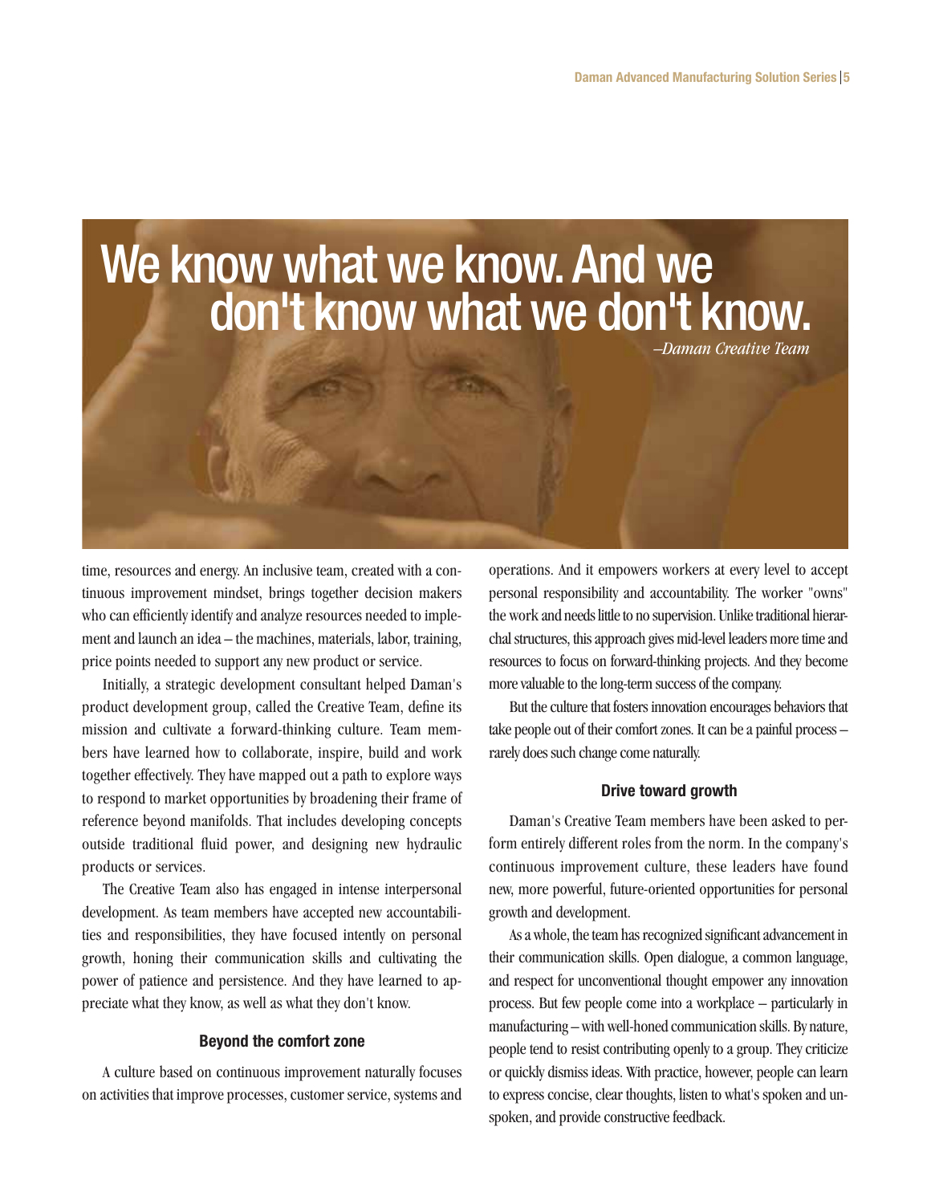# We know what we know. And we don't know what we don't know.

*–Daman Creative Team*

time, resources and energy. An inclusive team, created with a continuous improvement mindset, brings together decision makers who can efficiently identify and analyze resources needed to implement and launch an idea – the machines, materials, labor, training, price points needed to support any new product or service.

Initially, a strategic development consultant helped Daman's product development group, called the Creative Team, define its mission and cultivate a forward-thinking culture. Team members have learned how to collaborate, inspire, build and work together effectively. They have mapped out a path to explore ways to respond to market opportunities by broadening their frame of reference beyond manifolds. That includes developing concepts outside traditional fluid power, and designing new hydraulic products or services.

The Creative Team also has engaged in intense interpersonal development. As team members have accepted new accountabilities and responsibilities, they have focused intently on personal growth, honing their communication skills and cultivating the power of patience and persistence. And they have learned to appreciate what they know, as well as what they don't know.

### Beyond the comfort zone

A culture based on continuous improvement naturally focuses on activities that improve processes, customer service, systems and operations. And it empowers workers at every level to accept personal responsibility and accountability. The worker "owns" the work and needs little to no supervision. Unlike traditional hierarchal structures, this approach gives mid-level leaders more time and resources to focus on forward-thinking projects. And they become more valuable to the long-term success of the company.

But the culture that fosters innovation encourages behaviors that take people out of their comfort zones. It can be a painful process – rarely does such change come naturally.

### Drive toward growth

Daman's Creative Team members have been asked to perform entirely different roles from the norm. In the company's continuous improvement culture, these leaders have found new, more powerful, future-oriented opportunities for personal growth and development.

As a whole, the team has recognized significant advancement in their communication skills. Open dialogue, a common language, and respect for unconventional thought empower any innovation process. But few people come into a workplace – particularly in manufacturing – with well-honed communication skills. By nature, people tend to resist contributing openly to a group. They criticize or quickly dismiss ideas. With practice, however, people can learn to express concise, clear thoughts, listen to what's spoken and unspoken, and provide constructive feedback.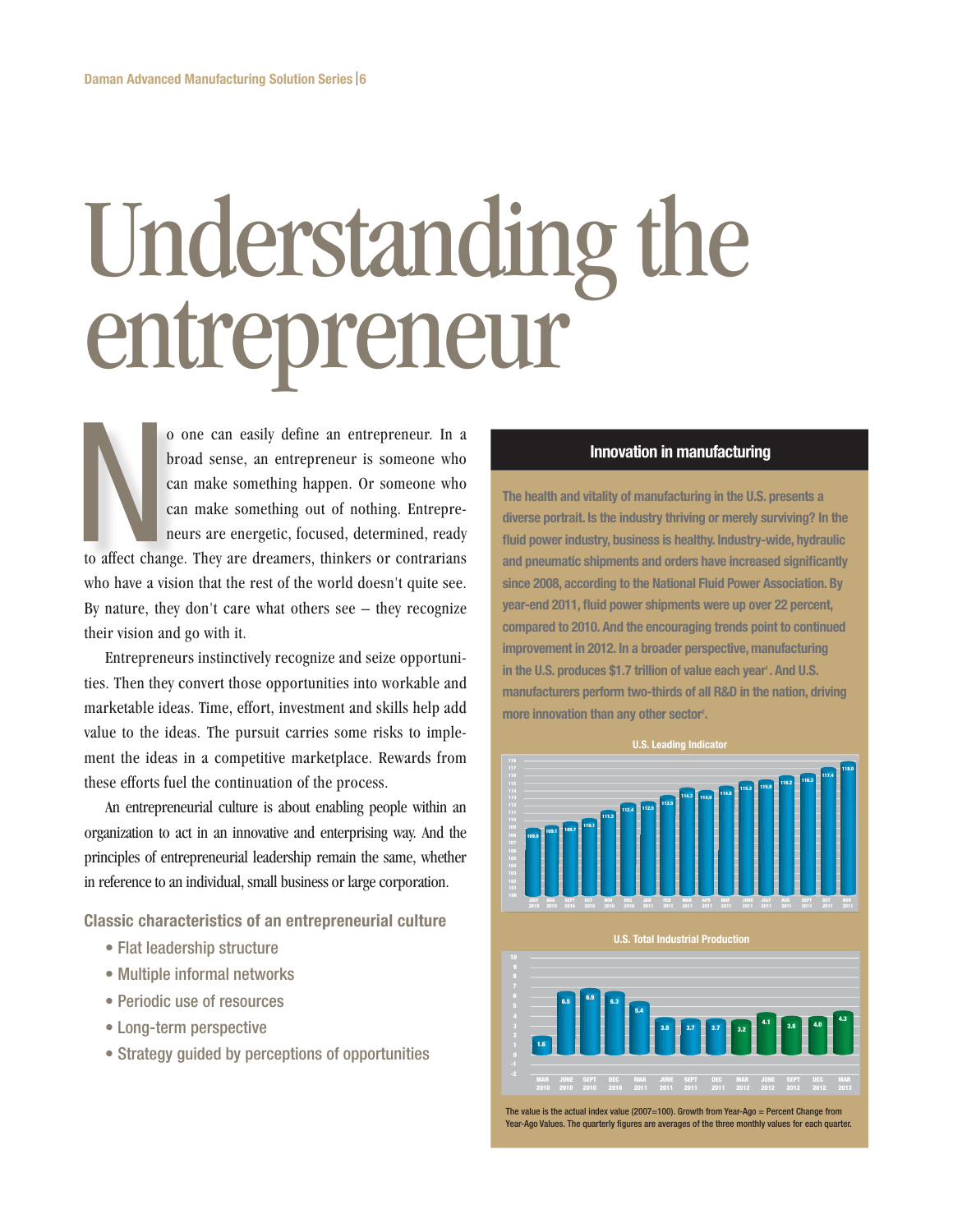# Understanding the entrepreneur

No one can easily define an entrepreneur. In a broad sense, an entrepreneur is someone who can make something happen. Or someone who can make something out of nothing. Entrepreneurs are energetic, focused, determined, ready to affect change. They are dreamers, thinkers or contrarians who have a vision that the rest of the world doesn't quite see. By nature, they don't care what others see – they recognize their vision and go with it.

Entrepreneurs instinctively recognize and seize opportunities. Then they convert those opportunities into workable and marketable ideas. Time, effort, investment and skills help add value to the ideas. The pursuit carries some risks to implement the ideas in a competitive marketplace. Rewards from these efforts fuel the continuation of the process.

An entrepreneurial culture is about enabling people within an organization to act in an innovative and enterprising way. And the principles of entrepreneurial leadership remain the same, whether in reference to an individual, small business or large corporation.

### Classic characteristics of an entrepreneurial culture

- Flat leadership structure
- Multiple informal networks
- Periodic use of resources
- Long-term perspective
- Strategy guided by perceptions of opportunities

## Innovation in manufacturing

**The health and vitality of manufacturing in the U.S. presents a diverse portrait. Is the industry thriving or merely surviving? In the fluid power industry, business is healthy. Industry-wide, hydraulic and pneumatic shipments and orders have increased significantly since 2008, according to the National Fluid Power Association. By year-end 2011, fluid power shipments were up over 22 percent, compared to 2010. And the encouraging trends point to continued improvement in 2012. In a broader perspective, manufacturing in the U.S. produces $1.7 trillion of value each year[1]. And U.S. manufacturers perform two-thirds of all R&D in the nation, driving more innovation than any other sector[2].**

**U.S. Leading Indicator**

| JULY 2010 | AUG 2010 | SEPT 2010 | OCT 2010 | NOV 2010 | DEC 2010 | JAN 2011 | FEB 2011 | MAR 2011 | APR 2011 | MAY 2011 | JUNE 2011 | JULY 2011 | AUG 2011 | SEPT 2011 | OCT 2011 | NOV 2011 |
|---|---|---|---|---|---|---|---|---|---|---|---|---|---|---|---|---|
| 109.0 | 109.1 | 109.7 | 110.1 | 111.3 | 112.4 | 112.5 | 113.5 | 114.3 | 114.0 | 114.6 | 115.2 | 115.5 | 116.2 | 116.3 | 117.4 | 118.0 |

**U.S. Total Industrial Production**

| MAR 2010 | JUNE 2010 | SEPT 2010 | DEC 2010 | MAR 2011 | JUNE 2011 | SEPT 2011 | DEC 2011 | MAR 2012 | JUNE 2012 | SEPT 2012 | DEC 2012 | MAR 2013 |
|---|---|---|---|---|---|---|---|---|---|---|---|---|
| 1.6 | 6.5 | 6.9 | 6.3 | 5.4 | 3.8 | 3.7 | 3.7 | 3.2 | 4.1 | 3.8 | 4.0 | 4.3 |

The value is the actual index value (2007=100). Growth from Year-Ago = Percent Change from Year-Ago Values. The quarterly figures are averages of the three monthly values for each quarter.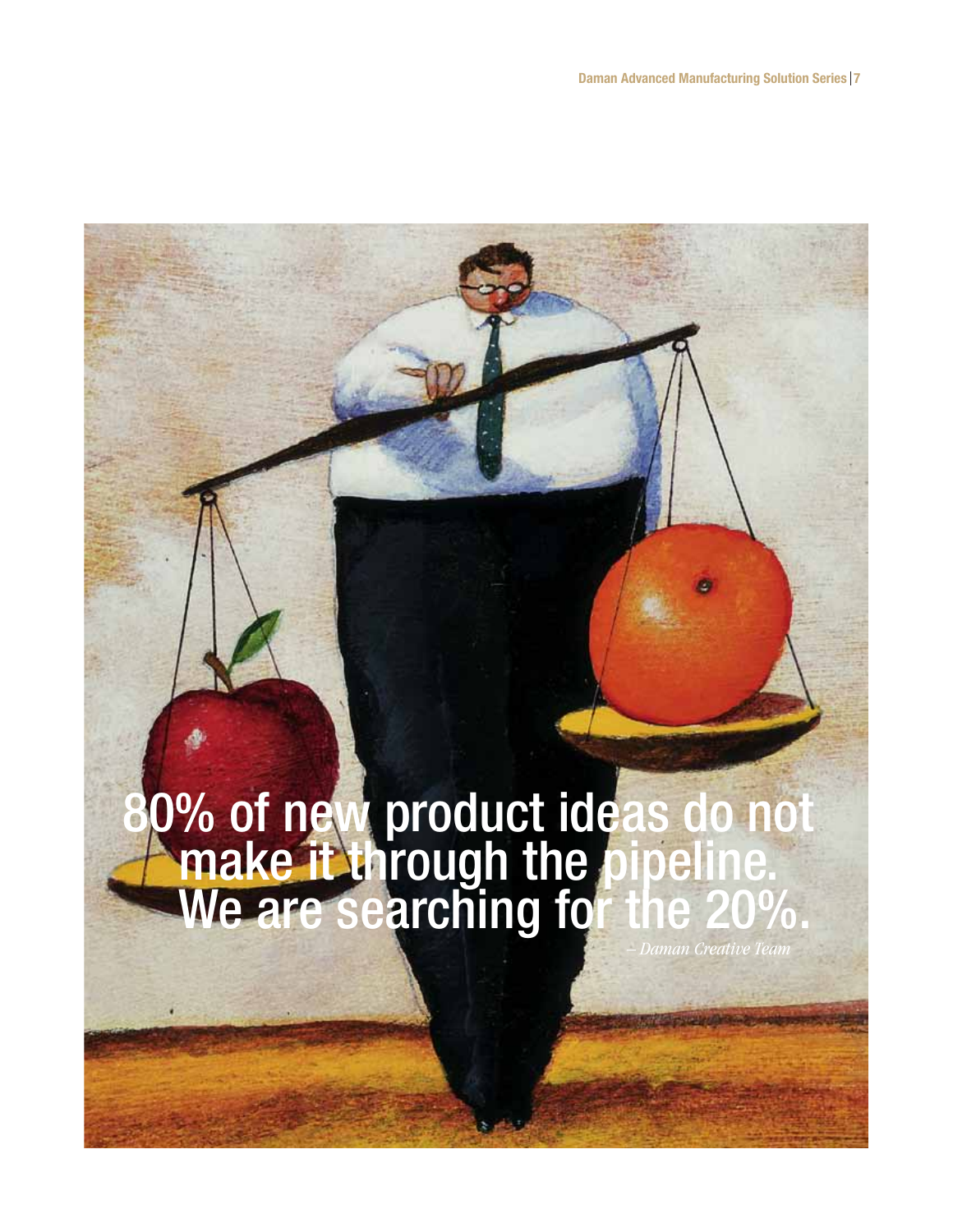80% of new product ideas do not make it through the pipeline. We are searching for the 20%.

*– Daman Creative Team*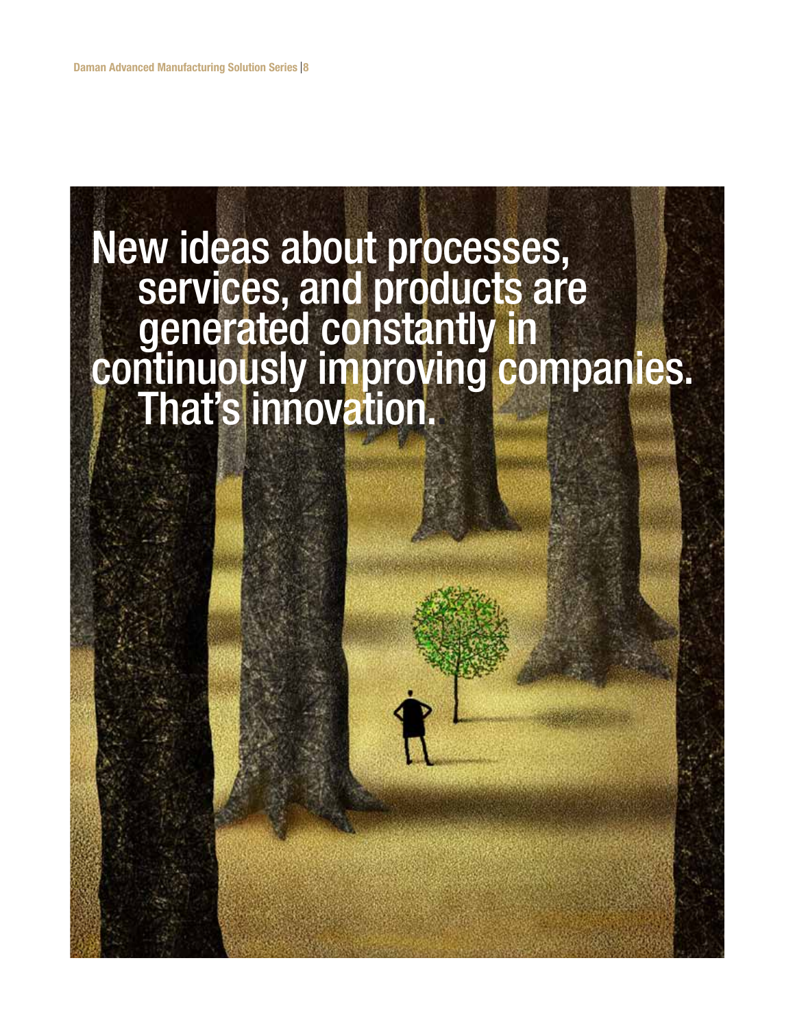# New ideas about processes, services, and products are generated constantly in continuously improving companies. That's innovation.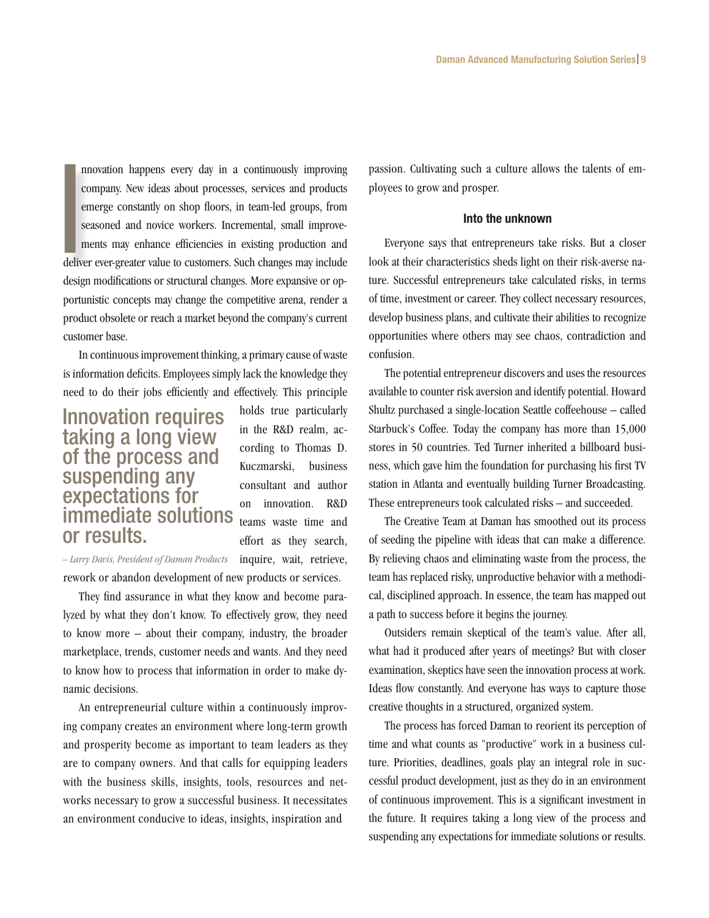Innovation happens every day in a continuously improving company. New ideas about processes, services and products emerge constantly on shop floors, in team-led groups, from seasoned and novice workers. Incremental, small improvements may enhance efficiencies in existing production and deliver ever-greater value to customers. Such changes may include design modifications or structural changes. More expansive or opportunistic concepts may change the competitive arena, render a product obsolete or reach a market beyond the company's current customer base.

In continuous improvement thinking, a primary cause of waste is information deficits. Employees simply lack the knowledge they need to do their jobs efficiently and effectively. This principle holds true particularly in the R&D realm, according to Thomas D. Kuczmarski, business consultant and author on innovation. R&D teams waste time and effort as they search, inquire, wait, retrieve, rework or abandon development of new products or services.

> **Innovation requires taking a long view of the process and suspending any expectations for immediate solutions or results.**
>
> *– Larry Davis, President of Daman Products*

They find assurance in what they know and become paralyzed by what they don't know. To effectively grow, they need to know more – about their company, industry, the broader marketplace, trends, customer needs and wants. And they need to know how to process that information in order to make dynamic decisions.

An entrepreneurial culture within a continuously improving company creates an environment where long-term growth and prosperity become as important to team leaders as they are to company owners. And that calls for equipping leaders with the business skills, insights, tools, resources and networks necessary to grow a successful business. It necessitates an environment conducive to ideas, insights, inspiration and passion. Cultivating such a culture allows the talents of employees to grow and prosper.

### Into the unknown

Everyone says that entrepreneurs take risks. But a closer look at their characteristics sheds light on their risk-averse nature. Successful entrepreneurs take calculated risks, in terms of time, investment or career. They collect necessary resources, develop business plans, and cultivate their abilities to recognize opportunities where others may see chaos, contradiction and confusion.

The potential entrepreneur discovers and uses the resources available to counter risk aversion and identify potential. Howard Shultz purchased a single-location Seattle coffeehouse – called Starbuck's Coffee. Today the company has more than 15,000 stores in 50 countries. Ted Turner inherited a billboard business, which gave him the foundation for purchasing his first TV station in Atlanta and eventually building Turner Broadcasting. These entrepreneurs took calculated risks – and succeeded.

The Creative Team at Daman has smoothed out its process of seeding the pipeline with ideas that can make a difference. By relieving chaos and eliminating waste from the process, the team has replaced risky, unproductive behavior with a methodical, disciplined approach. In essence, the team has mapped out a path to success before it begins the journey.

Outsiders remain skeptical of the team's value. After all, what had it produced after years of meetings? But with closer examination, skeptics have seen the innovation process at work. Ideas flow constantly. And everyone has ways to capture those creative thoughts in a structured, organized system.

The process has forced Daman to reorient its perception of time and what counts as "productive" work in a business culture. Priorities, deadlines, goals play an integral role in successful product development, just as they do in an environment of continuous improvement. This is a significant investment in the future. It requires taking a long view of the process and suspending any expectations for immediate solutions or results.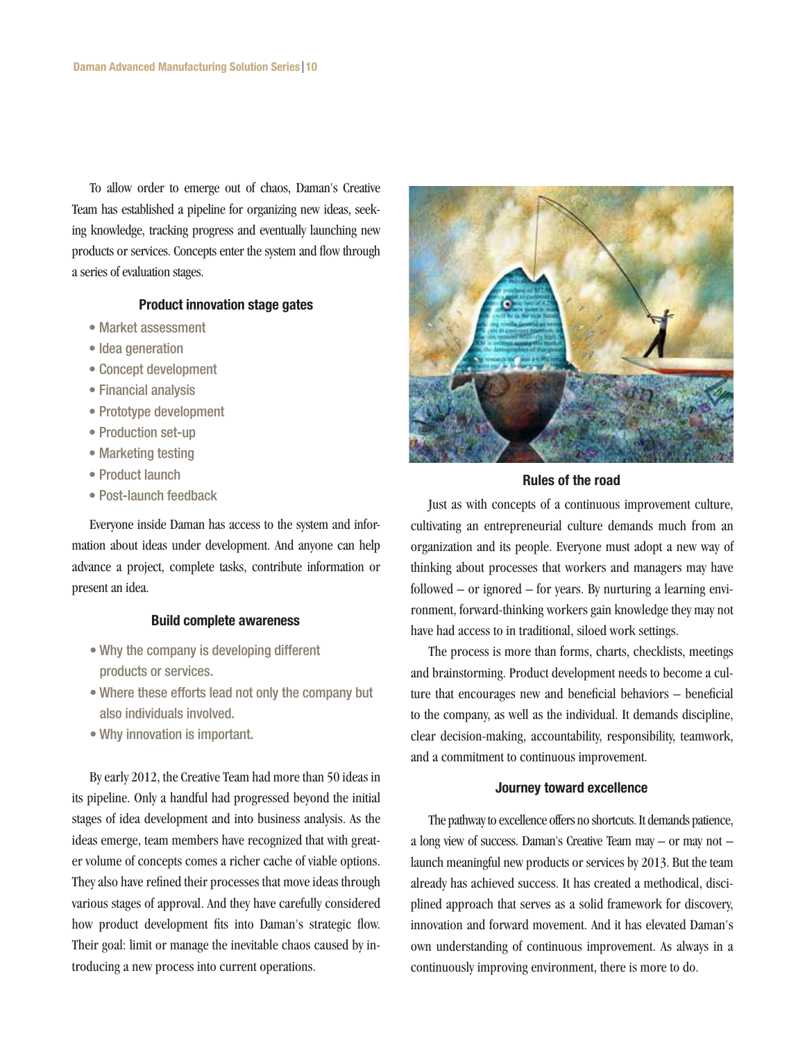To allow order to emerge out of chaos, Daman's Creative Team has established a pipeline for organizing new ideas, seeking knowledge, tracking progress and eventually launching new products or services. Concepts enter the system and flow through a series of evaluation stages.

### Product innovation stage gates

- Market assessment
- Idea generation
- Concept development
- Financial analysis
- Prototype development
- Production set-up
- Marketing testing
- Product launch
- Post-launch feedback

Everyone inside Daman has access to the system and information about ideas under development. And anyone can help advance a project, complete tasks, contribute information or present an idea.

### Build complete awareness

- Why the company is developing different products or services.
- Where these efforts lead not only the company but also individuals involved.
- Why innovation is important.

By early 2012, the Creative Team had more than 50 ideas in its pipeline. Only a handful had progressed beyond the initial stages of idea development and into business analysis. As the ideas emerge, team members have recognized that with greater volume of concepts comes a richer cache of viable options. They also have refined their processes that move ideas through various stages of approval. And they have carefully considered how product development fits into Daman's strategic flow. Their goal: limit or manage the inevitable chaos caused by introducing a new process into current operations.

### Rules of the road

Just as with concepts of a continuous improvement culture, cultivating an entrepreneurial culture demands much from an organization and its people. Everyone must adopt a new way of thinking about processes that workers and managers may have followed – or ignored – for years. By nurturing a learning environment, forward-thinking workers gain knowledge they may not have had access to in traditional, siloed work settings.

The process is more than forms, charts, checklists, meetings and brainstorming. Product development needs to become a culture that encourages new and beneficial behaviors – beneficial to the company, as well as the individual. It demands discipline, clear decision-making, accountability, responsibility, teamwork, and a commitment to continuous improvement.

### Journey toward excellence

The pathway to excellence offers no shortcuts. It demands patience, a long view of success. Daman's Creative Team may – or may not – launch meaningful new products or services by 2013. But the team already has achieved success. It has created a methodical, disciplined approach that serves as a solid framework for discovery, innovation and forward movement. And it has elevated Daman's own understanding of continuous improvement. As always in a continuously improving environment, there is more to do.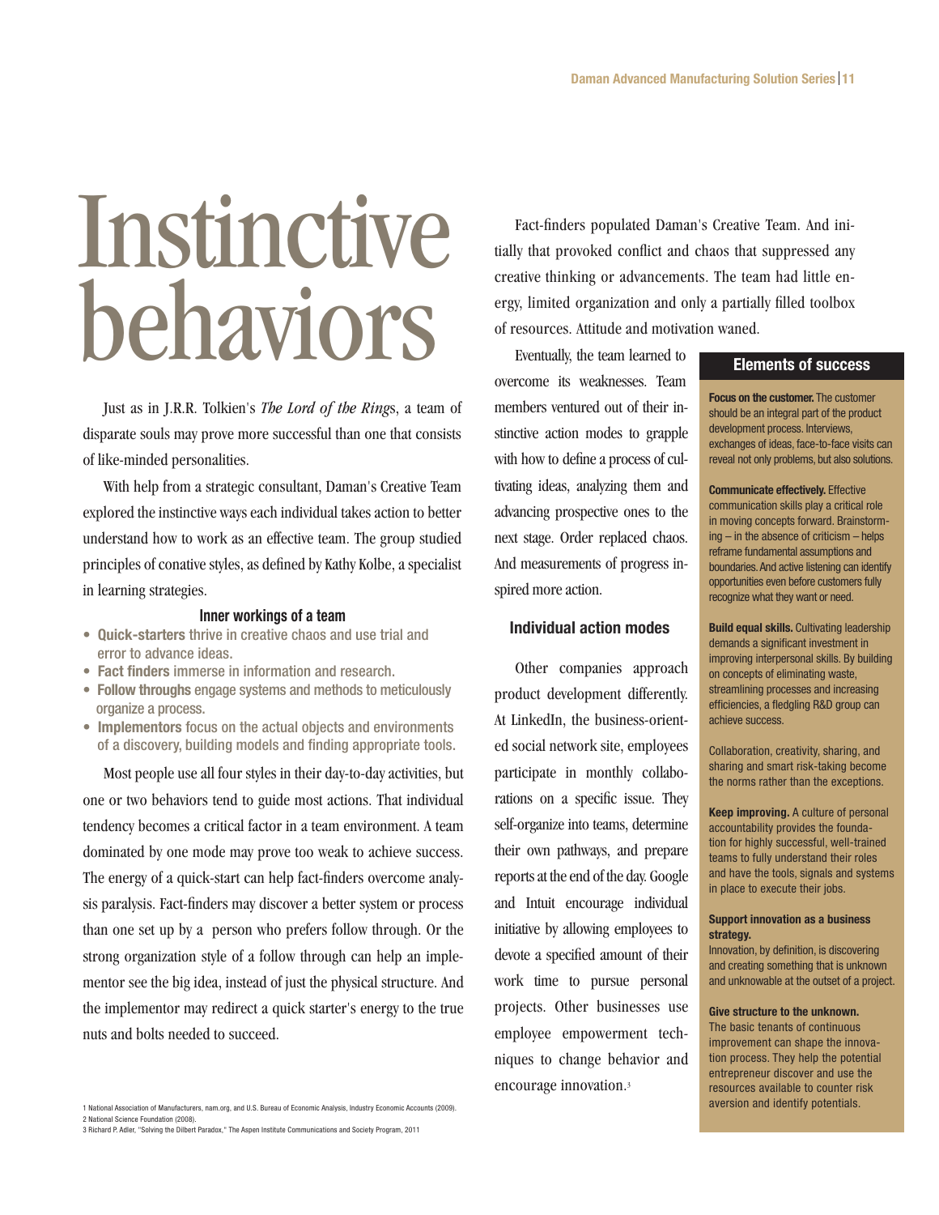# Instinctive behaviors

Just as in J.R.R. Tolkien's *The Lord of the Rings*, a team of disparate souls may prove more successful than one that consists of like-minded personalities.

With help from a strategic consultant, Daman's Creative Team explored the instinctive ways each individual takes action to better understand how to work as an effective team. The group studied principles of conative styles, as defined by Kathy Kolbe, a specialist in learning strategies.

### Inner workings of a team

- **Quick-starters** thrive in creative chaos and use trial and error to advance ideas.
- **Fact finders** immerse in information and research.
- **Follow throughs** engage systems and methods to meticulously organize a process.
- **Implementors** focus on the actual objects and environments of a discovery, building models and finding appropriate tools.

Most people use all four styles in their day-to-day activities, but one or two behaviors tend to guide most actions. That individual tendency becomes a critical factor in a team environment. A team dominated by one mode may prove too weak to achieve success. The energy of a quick-start can help fact-finders overcome analysis paralysis. Fact-finders may discover a better system or process than one set up by a person who prefers follow through. Or the strong organization style of a follow through can help an implementor see the big idea, instead of just the physical structure. And the implementor may redirect a quick starter's energy to the true nuts and bolts needed to succeed.

Fact-finders populated Daman's Creative Team. And initially that provoked conflict and chaos that suppressed any creative thinking or advancements. The team had little energy, limited organization and only a partially filled toolbox of resources. Attitude and motivation waned.

Eventually, the team learned to overcome its weaknesses. Team members ventured out of their instinctive action modes to grapple with how to define a process of cultivating ideas, analyzing them and advancing prospective ones to the next stage. Order replaced chaos. And measurements of progress inspired more action.

### Individual action modes

Other companies approach product development differently. At LinkedIn, the business-oriented social network site, employees participate in monthly collaborations on a specific issue. They self-organize into teams, determine their own pathways, and prepare reports at the end of the day. Google and Intuit encourage individual initiative by allowing employees to devote a specified amount of their work time to pursue personal projects. Other businesses use employee empowerment techniques to change behavior and encourage innovation.[3]

### Elements of success

**Focus on the customer.** The customer should be an integral part of the product development process. Interviews, exchanges of ideas, face-to-face visits can reveal not only problems, but also solutions.

**Communicate effectively.** Effective communication skills play a critical role in moving concepts forward. Brainstorming – in the absence of criticism – helps reframe fundamental assumptions and boundaries. And active listening can identify opportunities even before customers fully recognize what they want or need.

**Build equal skills.** Cultivating leadership demands a significant investment in improving interpersonal skills. By building on concepts of eliminating waste, streamlining processes and increasing efficiencies, a fledgling R&D group can achieve success.

Collaboration, creativity, sharing, and sharing and smart risk-taking become the norms rather than the exceptions.

**Keep improving.** A culture of personal accountability provides the foundation for highly successful, well-trained teams to fully understand their roles and have the tools, signals and systems in place to execute their jobs.

**Support innovation as a business strategy.**
Innovation, by definition, is discovering and creating something that is unknown and unknowable at the outset of a project.

**Give structure to the unknown.**
The basic tenants of continuous improvement can shape the innovation process. They help the potential entrepreneur discover and use the resources available to counter risk aversion and identify potentials.

1 National Association of Manufacturers, nam.org, and U.S. Bureau of Economic Analysis, Industry Economic Accounts (2009).
2 National Science Foundation (2008).
3 Richard P. Adler, "Solving the Dilbert Paradox," The Aspen Institute Communications and Society Program, 2011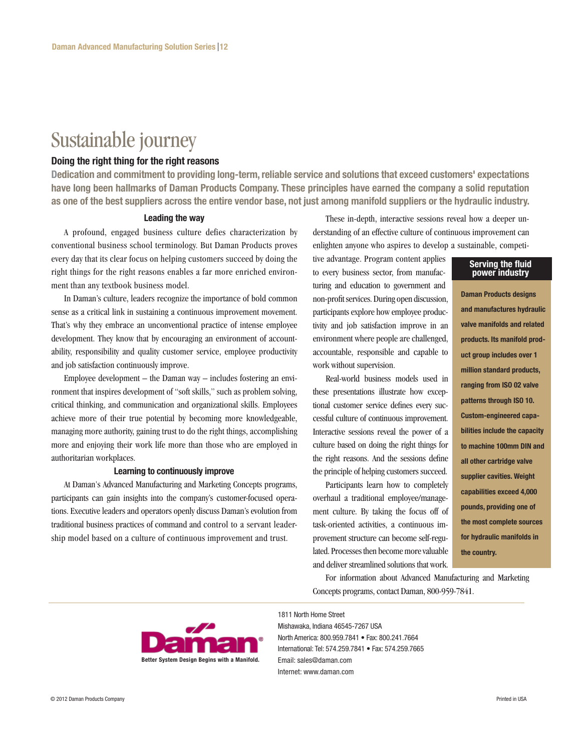# Sustainable journey

## Doing the right thing for the right reasons

**Dedication and commitment to providing long-term, reliable service and solutions that exceed customers' expectations have long been hallmarks of Daman Products Company. These principles have earned the company a solid reputation as one of the best suppliers across the entire vendor base, not just among manifold suppliers or the hydraulic industry.**

### Leading the way

A profound, engaged business culture defies characterization by conventional business school terminology. But Daman Products proves every day that its clear focus on helping customers succeed by doing the right things for the right reasons enables a far more enriched environment than any textbook business model.

In Daman's culture, leaders recognize the importance of bold common sense as a critical link in sustaining a continuous improvement movement. That's why they embrace an unconventional practice of intense employee development. They know that by encouraging an environment of accountability, responsibility and quality customer service, employee productivity and job satisfaction continuously improve.

Employee development – the Daman way – includes fostering an environment that inspires development of "soft skills," such as problem solving, critical thinking, and communication and organizational skills. Employees achieve more of their true potential by becoming more knowledgeable, managing more authority, gaining trust to do the right things, accomplishing more and enjoying their work life more than those who are employed in authoritarian workplaces.

### Learning to continuously improve

At Daman's Advanced Manufacturing and Marketing Concepts programs, participants can gain insights into the company's customer-focused operations. Executive leaders and operators openly discuss Daman's evolution from traditional business practices of command and control to a servant leadership model based on a culture of continuous improvement and trust.

These in-depth, interactive sessions reveal how a deeper understanding of an effective culture of continuous improvement can enlighten anyone who aspires to develop a sustainable, competitive advantage. Program content applies to every business sector, from manufacturing and education to government and non-profit services. During open discussion, participants explore how employee productivity and job satisfaction improve in an environment where people are challenged, accountable, responsible and capable to work without supervision.

Real-world business models used in these presentations illustrate how exceptional customer service defines every successful culture of continuous improvement. Interactive sessions reveal the power of a culture based on doing the right things for the right reasons. And the sessions define the principle of helping customers succeed.

Participants learn how to completely overhaul a traditional employee/management culture. By taking the focus off of task-oriented activities, a continuous improvement structure can become self-regulated. Processes then become more valuable and deliver streamlined solutions that work.

For information about Advanced Manufacturing and Marketing Concepts programs, contact Daman, 800-959-7841.

### Serving the fluid power industry

**Daman Products designs and manufactures hydraulic valve manifolds and related products. Its manifold product group includes over 1 million standard products, ranging from ISO 02 valve patterns through ISO 10. Custom-engineered capabilities include the capacity to machine 100mm DIN and all other cartridge valve supplier cavities. Weight capabilities exceed 4,000 pounds, providing one of the most complete sources for hydraulic manifolds in the country.**

Daman

Better System Design Begins with a Manifold.

1811 North Home Street
Mishawaka, Indiana 46545-7267 USA
North America: 800.959.7841 • Fax: 800.241.7664
International: Tel: 574.259.7841 • Fax: 574.259.7665
Email: sales@daman.com
Internet: www.daman.com

© 2012 Daman Products Company

Printed in USA